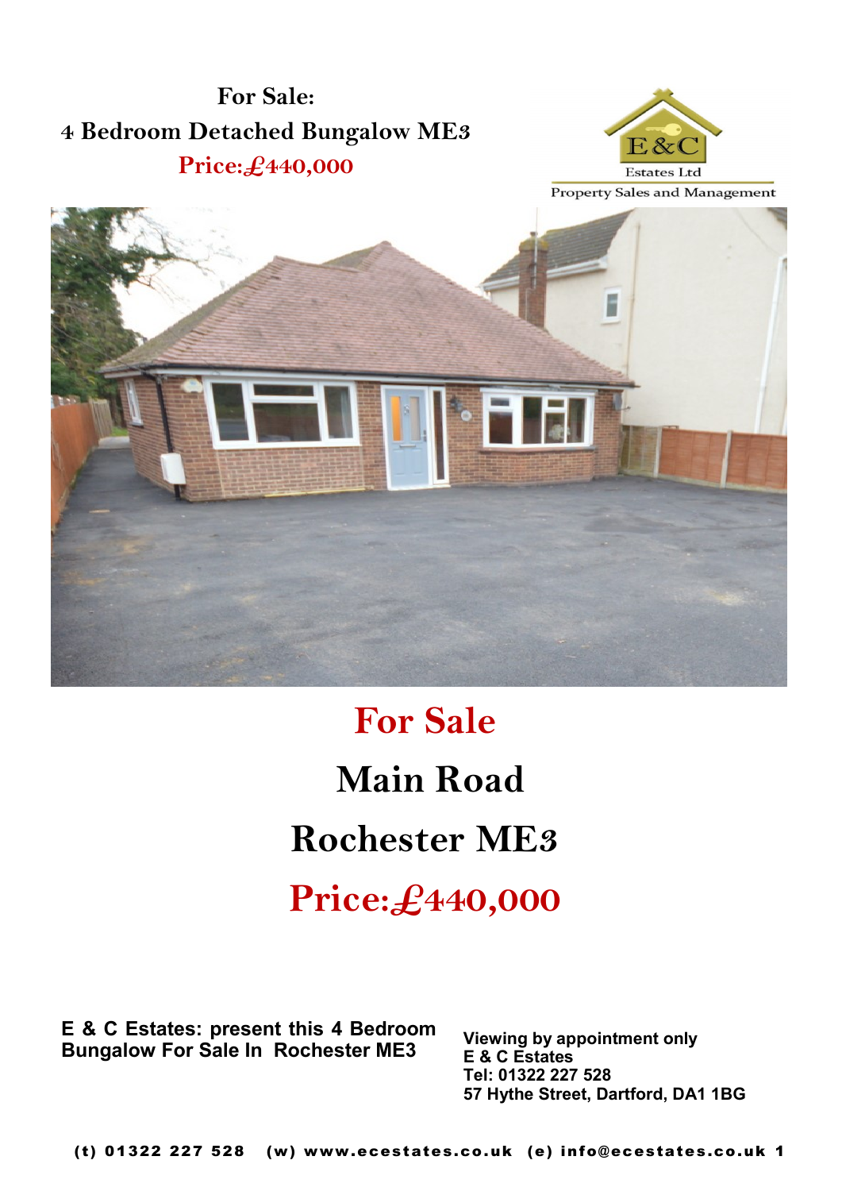**For Sale:**
**4 Bedroom Detached Bungalow ME3**
**Price:£440,000**

E&C Estates Ltd
Property Sales and Management

# For Sale

# Main Road

# Rochester ME3

# Price:£440,000

**E & C Estates: present this 4 Bedroom Bungalow For Sale In Rochester ME3**

**Viewing by appointment only**
**E & C Estates**
**Tel: 01322 227 528**
**57 Hythe Street, Dartford, DA1 1BG**

**(t) 01322 227 528 (w) www.ecestates.co.uk (e) info@ecestates.co.uk**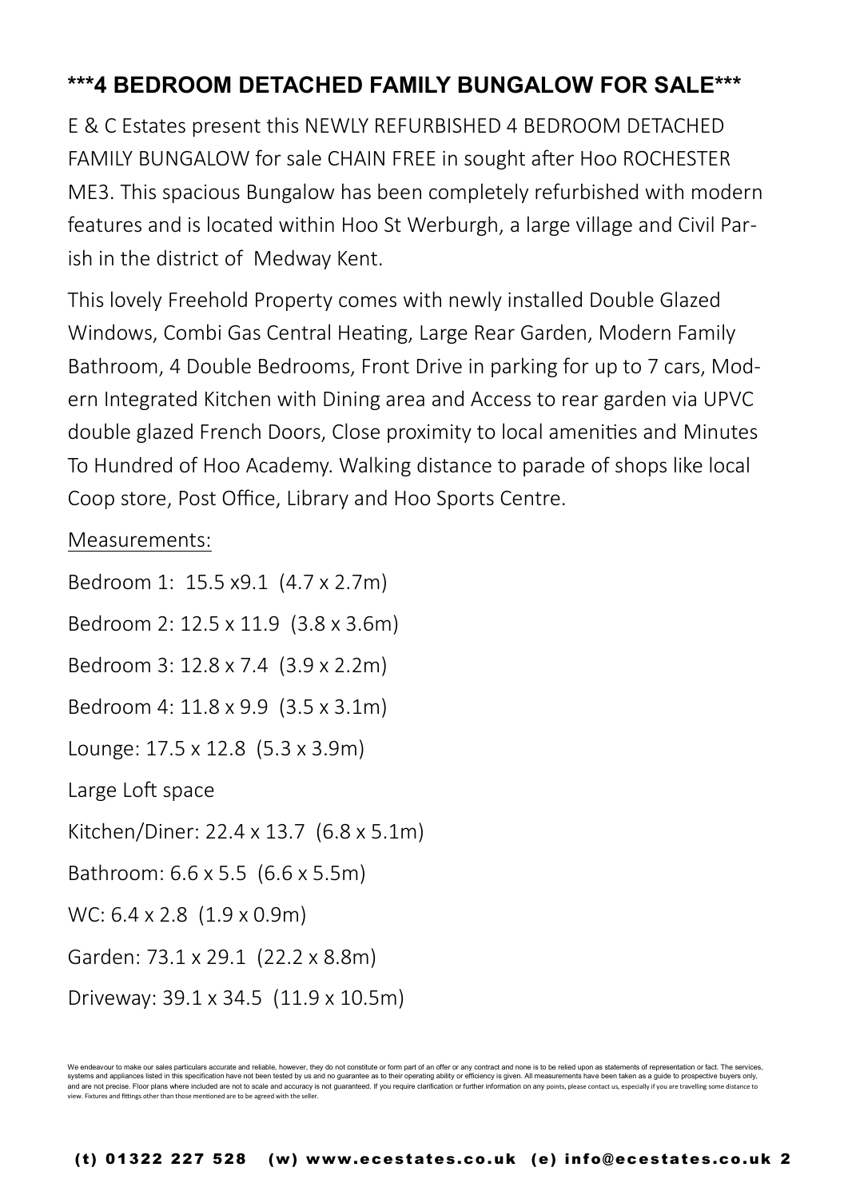## ***4 BEDROOM DETACHED FAMILY BUNGALOW FOR SALE***

E & C Estates present this NEWLY REFURBISHED 4 BEDROOM DETACHED FAMILY BUNGALOW for sale CHAIN FREE in sought after Hoo ROCHESTER ME3. This spacious Bungalow has been completely refurbished with modern features and is located within Hoo St Werburgh, a large village and Civil Parish in the district of Medway Kent.

This lovely Freehold Property comes with newly installed Double Glazed Windows, Combi Gas Central Heating, Large Rear Garden, Modern Family Bathroom, 4 Double Bedrooms, Front Drive in parking for up to 7 cars, Modern Integrated Kitchen with Dining area and Access to rear garden via UPVC double glazed French Doors, Close proximity to local amenities and Minutes To Hundred of Hoo Academy. Walking distance to parade of shops like local Coop store, Post Office, Library and Hoo Sports Centre.

Measurements:

Bedroom 1: 15.5 x9.1 (4.7 x 2.7m)

Bedroom 2: 12.5 x 11.9 (3.8 x 3.6m)

Bedroom 3: 12.8 x 7.4 (3.9 x 2.2m)

Bedroom 4: 11.8 x 9.9 (3.5 x 3.1m)

Lounge: 17.5 x 12.8 (5.3 x 3.9m)

Large Loft space

Kitchen/Diner: 22.4 x 13.7 (6.8 x 5.1m)

Bathroom: 6.6 x 5.5 (6.6 x 5.5m)

WC: 6.4 x 2.8 (1.9 x 0.9m)

Garden: 73.1 x 29.1 (22.2 x 8.8m)

Driveway: 39.1 x 34.5 (11.9 x 10.5m)

We endeavour to make our sales particulars accurate and reliable, however, they do not constitute or form part of an offer or any contract and none is to be relied upon as statements of representation or fact. The services, systems and appliances listed in this specification have not been tested by us and no guarantee as to their operating ability or efficiency is given. All measurements have been taken as a guide to prospective buyers only, and are not precise. Floor plans where included are not to scale and accuracy is not guaranteed. If you require clarification or further information on any points, please contact us, especially if you are travelling some distance to view. Fixtures and fittings other than those mentioned are to be agreed with the seller.

(t) 01322 227 528 (w) www.ecestates.co.uk (e) info@ecestates.co.uk